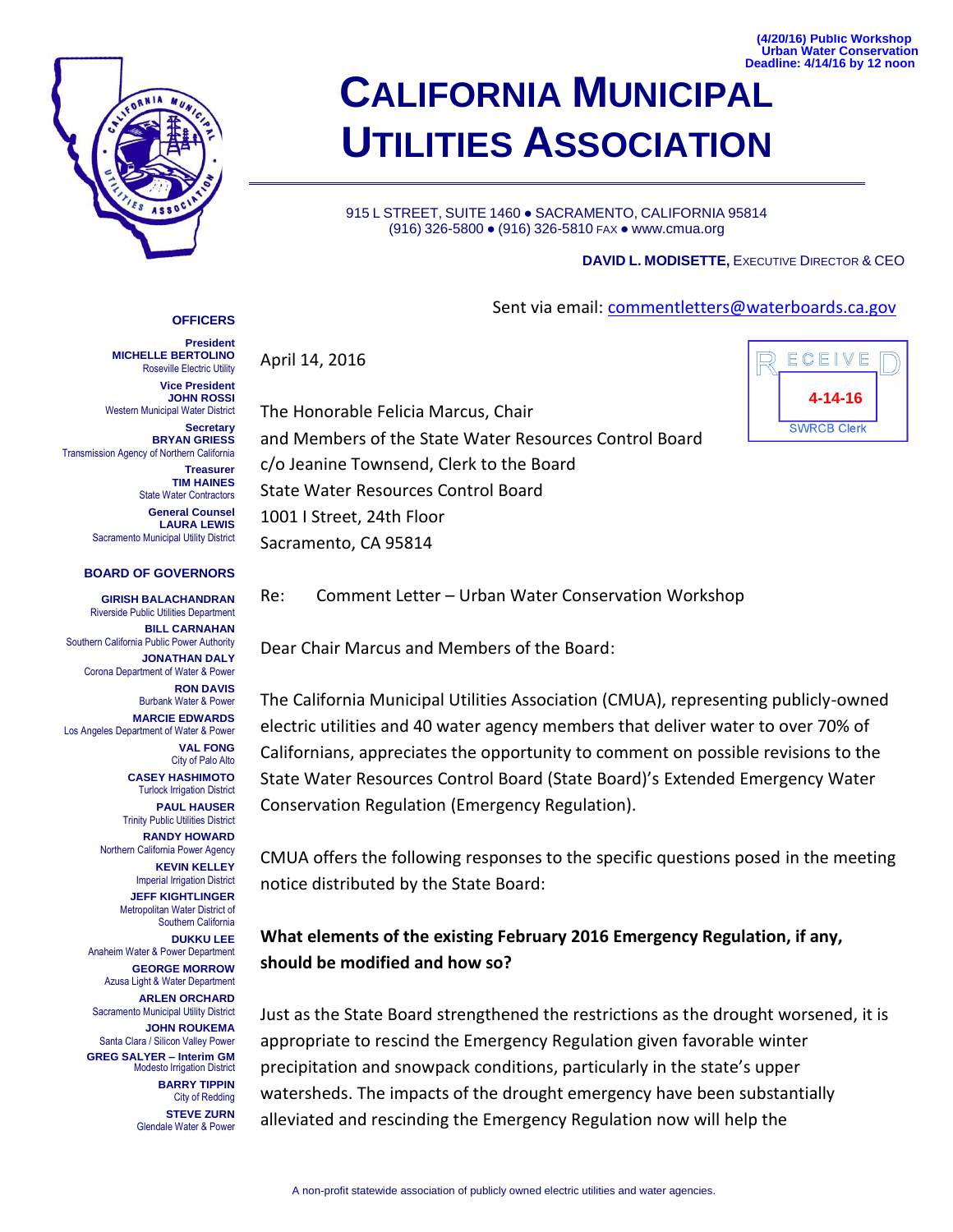(4/20/16) Public Workshop
Urban Water Conservation
Deadline: 4/14/16 by 12 noon

# CALIFORNIA MUNICIPAL UTILITIES ASSOCIATION

915 L STREET, SUITE 1460 ● SACRAMENTO, CALIFORNIA 95814
(916) 326-5800 ● (916) 326-5810 FAX ● www.cmua.org

**DAVID L. MODISETTE,** EXECUTIVE DIRECTOR & CEO

**OFFICERS**

**President**
**MICHELLE BERTOLINO**
Roseville Electric Utility

**Vice President**
**JOHN ROSSI**
Western Municipal Water District

**Secretary**
**BRYAN GRIESS**
Transmission Agency of Northern California

**Treasurer**
**TIM HAINES**
State Water Contractors

**General Counsel**
**LAURA LEWIS**
Sacramento Municipal Utility District

**BOARD OF GOVERNORS**

**GIRISH BALACHANDRAN**
Riverside Public Utilities Department

**BILL CARNAHAN**
Southern California Public Power Authority

**JONATHAN DALY**
Corona Department of Water & Power

**RON DAVIS**
Burbank Water & Power

**MARCIE EDWARDS**
Los Angeles Department of Water & Power

**VAL FONG**
City of Palo Alto

**CASEY HASHIMOTO**
Turlock Irrigation District

**PAUL HAUSER**
Trinity Public Utilities District

**RANDY HOWARD**
Northern California Power Agency

**KEVIN KELLEY**
Imperial Irrigation District

**JEFF KIGHTLINGER**
Metropolitan Water District of Southern California

**DUKKU LEE**
Anaheim Water & Power Department

**GEORGE MORROW**
Azusa Light & Water Department

**ARLEN ORCHARD**
Sacramento Municipal Utility District

**JOHN ROUKEMA**
Santa Clara / Silicon Valley Power

**GREG SALYER – Interim GM**
Modesto Irrigation District

**BARRY TIPPIN**
City of Redding

**STEVE ZURN**
Glendale Water & Power

Sent via email: commentletters@waterboards.ca.gov

RECEIVED
4-14-16
SWRCB Clerk

April 14, 2016

The Honorable Felicia Marcus, Chair
and Members of the State Water Resources Control Board
c/o Jeanine Townsend, Clerk to the Board
State Water Resources Control Board
1001 I Street, 24th Floor
Sacramento, CA 95814

Re: Comment Letter – Urban Water Conservation Workshop

Dear Chair Marcus and Members of the Board:

The California Municipal Utilities Association (CMUA), representing publicly-owned electric utilities and 40 water agency members that deliver water to over 70% of Californians, appreciates the opportunity to comment on possible revisions to the State Water Resources Control Board (State Board)'s Extended Emergency Water Conservation Regulation (Emergency Regulation).

CMUA offers the following responses to the specific questions posed in the meeting notice distributed by the State Board:

**What elements of the existing February 2016 Emergency Regulation, if any, should be modified and how so?**

Just as the State Board strengthened the restrictions as the drought worsened, it is appropriate to rescind the Emergency Regulation given favorable winter precipitation and snowpack conditions, particularly in the state's upper watersheds. The impacts of the drought emergency have been substantially alleviated and rescinding the Emergency Regulation now will help the

A non-profit statewide association of publicly owned electric utilities and water agencies.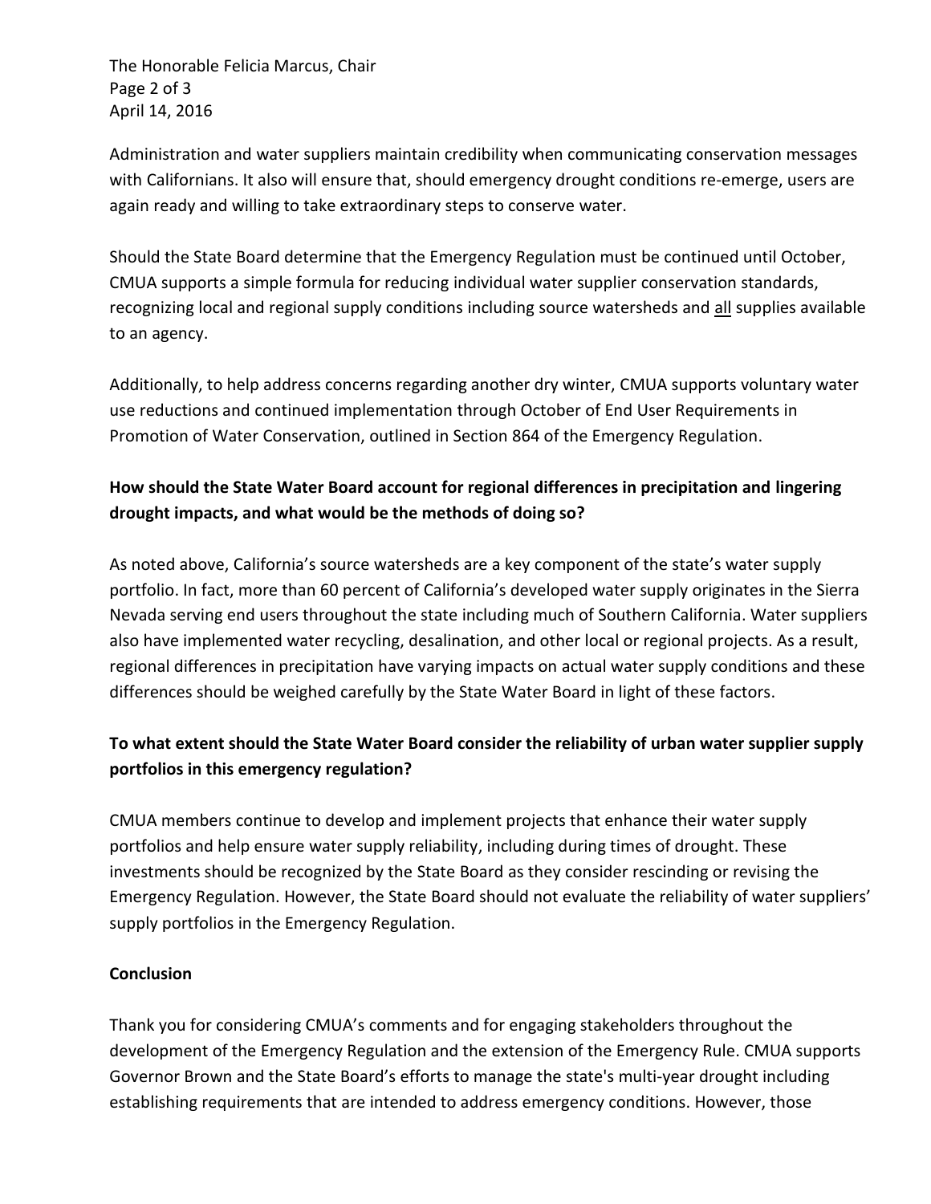Administration and water suppliers maintain credibility when communicating conservation messages with Californians. It also will ensure that, should emergency drought conditions re-emerge, users are again ready and willing to take extraordinary steps to conserve water.

Should the State Board determine that the Emergency Regulation must be continued until October, CMUA supports a simple formula for reducing individual water supplier conservation standards, recognizing local and regional supply conditions including source watersheds and <u>all</u> supplies available to an agency.

Additionally, to help address concerns regarding another dry winter, CMUA supports voluntary water use reductions and continued implementation through October of End User Requirements in Promotion of Water Conservation, outlined in Section 864 of the Emergency Regulation.

**How should the State Water Board account for regional differences in precipitation and lingering drought impacts, and what would be the methods of doing so?**

As noted above, California's source watersheds are a key component of the state's water supply portfolio. In fact, more than 60 percent of California's developed water supply originates in the Sierra Nevada serving end users throughout the state including much of Southern California. Water suppliers also have implemented water recycling, desalination, and other local or regional projects. As a result, regional differences in precipitation have varying impacts on actual water supply conditions and these differences should be weighed carefully by the State Water Board in light of these factors.

**To what extent should the State Water Board consider the reliability of urban water supplier supply portfolios in this emergency regulation?**

CMUA members continue to develop and implement projects that enhance their water supply portfolios and help ensure water supply reliability, including during times of drought. These investments should be recognized by the State Board as they consider rescinding or revising the Emergency Regulation. However, the State Board should not evaluate the reliability of water suppliers' supply portfolios in the Emergency Regulation.

**Conclusion**

Thank you for considering CMUA's comments and for engaging stakeholders throughout the development of the Emergency Regulation and the extension of the Emergency Rule. CMUA supports Governor Brown and the State Board's efforts to manage the state's multi-year drought including establishing requirements that are intended to address emergency conditions. However, those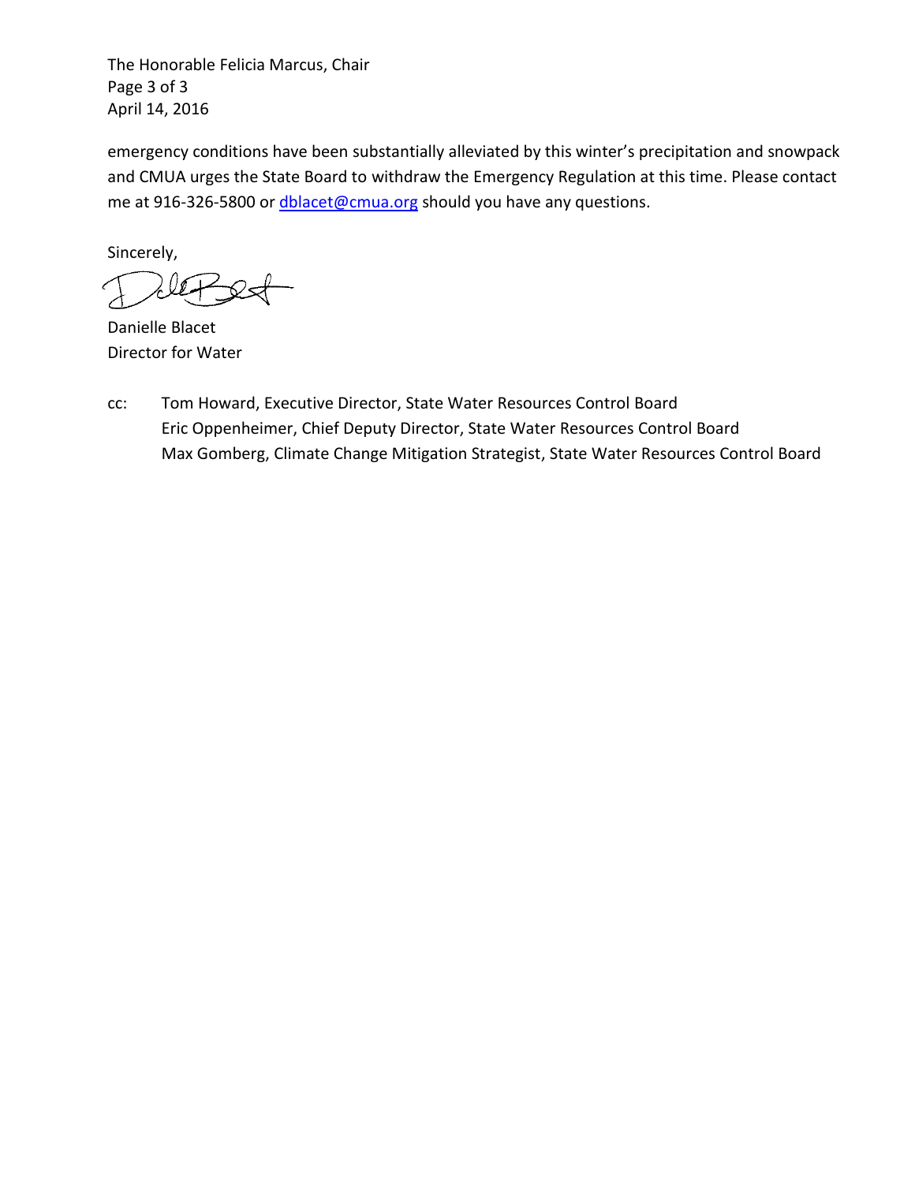emergency conditions have been substantially alleviated by this winter's precipitation and snowpack and CMUA urges the State Board to withdraw the Emergency Regulation at this time. Please contact me at 916-326-5800 or dblacet@cmua.org should you have any questions.

Sincerely,

Danielle Blacet
Director for Water

cc: Tom Howard, Executive Director, State Water Resources Control Board
Eric Oppenheimer, Chief Deputy Director, State Water Resources Control Board
Max Gomberg, Climate Change Mitigation Strategist, State Water Resources Control Board